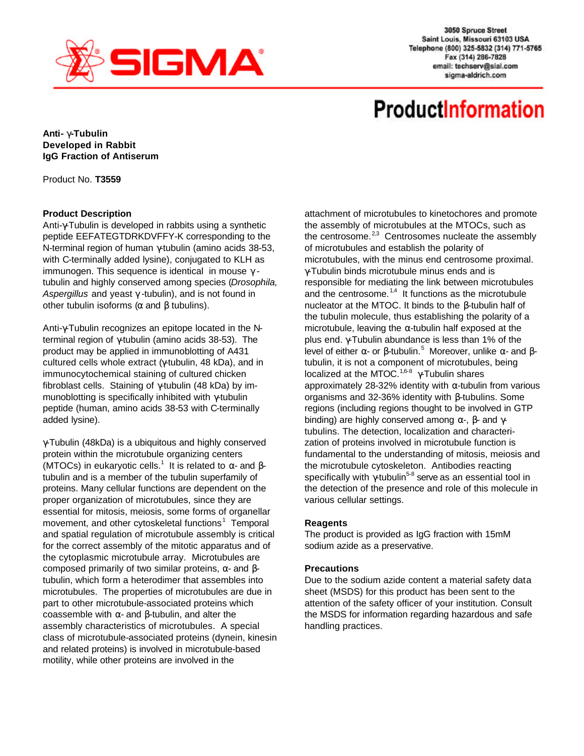3050 Spruce Street
Saint Louis, Missouri 63103 USA
Telephone (800) 325-5832 (314) 771-5765
Fax (314) 286-7828
email: techserv@sial.com
sigma-aldrich.com

# ProductInformation

**Anti- γ-Tubulin**
**Developed in Rabbit**
**IgG Fraction of Antiserum**

Product No. **T3559**

## Product Description

Anti-γ-Tubulin is developed in rabbits using a synthetic peptide EEFATEGTDRKDVFFY-K corresponding to the N-terminal region of human γ-tubulin (amino acids 38-53, with C-terminally added lysine), conjugated to KLH as immunogen. This sequence is identical in mouse γ-tubulin and highly conserved among species (*Drosophila, Aspergillus* and yeast γ-tubulin), and is not found in other tubulin isoforms (α and β tubulins).

Anti-γ-Tubulin recognizes an epitope located in the N-terminal region of γ-tubulin (amino acids 38-53). The product may be applied in immunoblotting of A431 cultured cells whole extract (γ-tubulin, 48 kDa), and in immunocytochemical staining of cultured chicken fibroblast cells. Staining of γ-tubulin (48 kDa) by immunoblotting is specifically inhibited with γ-tubulin peptide (human, amino acids 38-53 with C-terminally added lysine).

γ-Tubulin (48kDa) is a ubiquitous and highly conserved protein within the microtubule organizing centers (MTOCs) in eukaryotic cells.[1] It is related to α- and β-tubulin and is a member of the tubulin superfamily of proteins. Many cellular functions are dependent on the proper organization of microtubules, since they are essential for mitosis, meiosis, some forms of organellar movement, and other cytoskeletal functions[1] Temporal and spatial regulation of microtubule assembly is critical for the correct assembly of the mitotic apparatus and of the cytoplasmic microtubule array. Microtubules are composed primarily of two similar proteins, α- and β-tubulin, which form a heterodimer that assembles into microtubules. The properties of microtubules are due in part to other microtubule-associated proteins which coassemble with α- and β-tubulin, and alter the assembly characteristics of microtubules. A special class of microtubule-associated proteins (dynein, kinesin and related proteins) is involved in microtubule-based motility, while other proteins are involved in the attachment of microtubules to kinetochores and promote the assembly of microtubules at the MTOCs, such as the centrosome.[2,3] Centrosomes nucleate the assembly of microtubules and establish the polarity of microtubules, with the minus end centrosome proximal. γ-Tubulin binds microtubule minus ends and is responsible for mediating the link between microtubules and the centrosome.[1,4] It functions as the microtubule nucleator at the MTOC. It binds to the β-tubulin half of the tubulin molecule, thus establishing the polarity of a microtubule, leaving the α-tubulin half exposed at the plus end. γ-Tubulin abundance is less than 1% of the level of either α- or β-tubulin.[5] Moreover, unlike α- and β-tubulin, it is not a component of microtubules, being localized at the MTOC.[1,6-8] γ-Tubulin shares approximately 28-32% identity with α-tubulin from various organisms and 32-36% identity with β-tubulins. Some regions (including regions thought to be involved in GTP binding) are highly conserved among α-, β- and γ-tubulins. The detection, localization and characterization of proteins involved in microtubule function is fundamental to the understanding of mitosis, meiosis and the microtubule cytoskeleton. Antibodies reacting specifically with γ-tubulin[5-8] serve as an essential tool in the detection of the presence and role of this molecule in various cellular settings.

## Reagents

The product is provided as IgG fraction with 15mM sodium azide as a preservative.

## Precautions

Due to the sodium azide content a material safety data sheet (MSDS) for this product has been sent to the attention of the safety officer of your institution. Consult the MSDS for information regarding hazardous and safe handling practices.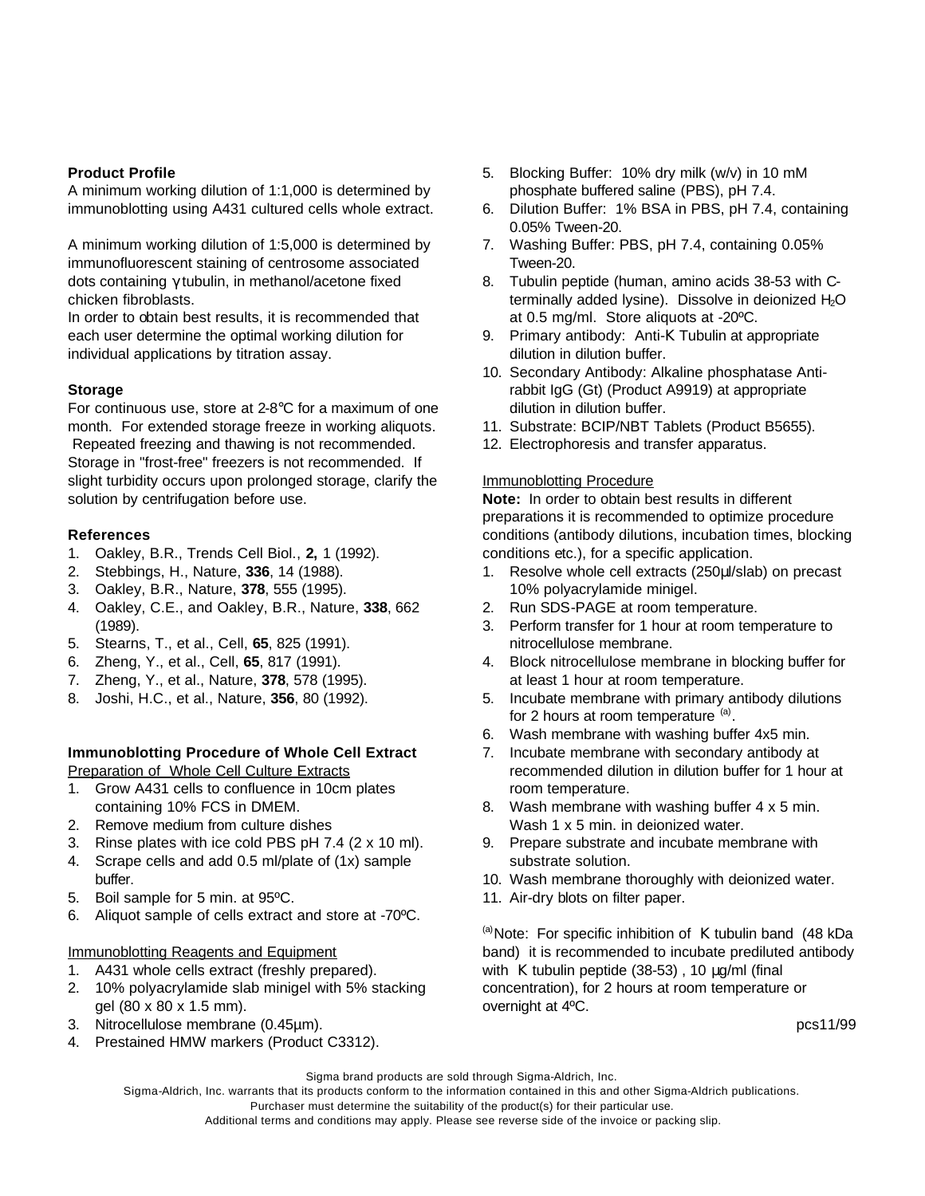**Product Profile**

A minimum working dilution of 1:1,000 is determined by immunoblotting using A431 cultured cells whole extract.

A minimum working dilution of 1:5,000 is determined by immunofluorescent staining of centrosome associated dots containing γ tubulin, in methanol/acetone fixed chicken fibroblasts.

In order to obtain best results, it is recommended that each user determine the optimal working dilution for individual applications by titration assay.

**Storage**

For continuous use, store at 2-8°C for a maximum of one month. For extended storage freeze in working aliquots. Repeated freezing and thawing is not recommended. Storage in "frost-free" freezers is not recommended. If slight turbidity occurs upon prolonged storage, clarify the solution by centrifugation before use.

**References**

1. Oakley, B.R., Trends Cell Biol., **2,** 1 (1992).
2. Stebbings, H., Nature, **336**, 14 (1988).
3. Oakley, B.R., Nature, **378**, 555 (1995).
4. Oakley, C.E., and Oakley, B.R., Nature, **338**, 662 (1989).
5. Stearns, T., et al., Cell, **65**, 825 (1991).
6. Zheng, Y., et al., Cell, **65**, 817 (1991).
7. Zheng, Y., et al., Nature, **378**, 578 (1995).
8. Joshi, H.C., et al., Nature, **356**, 80 (1992).

**Immunoblotting Procedure of Whole Cell Extract**

Preparation of Whole Cell Culture Extracts

1. Grow A431 cells to confluence in 10cm plates containing 10% FCS in DMEM.
2. Remove medium from culture dishes
3. Rinse plates with ice cold PBS pH 7.4 (2 x 10 ml).
4. Scrape cells and add 0.5 ml/plate of (1x) sample buffer.
5. Boil sample for 5 min. at 95ºC.
6. Aliquot sample of cells extract and store at -70ºC.

Immunoblotting Reagents and Equipment

1. A431 whole cells extract (freshly prepared).
2. 10% polyacrylamide slab minigel with 5% stacking gel (80 x 80 x 1.5 mm).
3. Nitrocellulose membrane (0.45µm).
4. Prestained HMW markers (Product C3312).
5. Blocking Buffer: 10% dry milk (w/v) in 10 mM phosphate buffered saline (PBS), pH 7.4.
6. Dilution Buffer: 1% BSA in PBS, pH 7.4, containing 0.05% Tween-20.
7. Washing Buffer: PBS, pH 7.4, containing 0.05% Tween-20.
8. Tubulin peptide (human, amino acids 38-53 with C-terminally added lysine). Dissolve in deionized $H_2O$ at 0.5 mg/ml. Store aliquots at -20ºC.
9. Primary antibody: Anti-Κ Tubulin at appropriate dilution in dilution buffer.
10. Secondary Antibody: Alkaline phosphatase Anti-rabbit IgG (Gt) (Product A9919) at appropriate dilution in dilution buffer.
11. Substrate: BCIP/NBT Tablets (Product B5655).
12. Electrophoresis and transfer apparatus.

Immunoblotting Procedure

**Note:** In order to obtain best results in different preparations it is recommended to optimize procedure conditions (antibody dilutions, incubation times, blocking conditions etc.), for a specific application.

1. Resolve whole cell extracts (250µl/slab) on precast 10% polyacrylamide minigel.
2. Run SDS-PAGE at room temperature.
3. Perform transfer for 1 hour at room temperature to nitrocellulose membrane.
4. Block nitrocellulose membrane in blocking buffer for at least 1 hour at room temperature.
5. Incubate membrane with primary antibody dilutions for 2 hours at room temperature [(a)].
6. Wash membrane with washing buffer 4x5 min.
7. Incubate membrane with secondary antibody at recommended dilution in dilution buffer for 1 hour at room temperature.
8. Wash membrane with washing buffer 4 x 5 min. Wash 1 x 5 min. in deionized water.
9. Prepare substrate and incubate membrane with substrate solution.
10. Wash membrane thoroughly with deionized water.
11. Air-dry blots on filter paper.

[(a)] Note: For specific inhibition of Κ tubulin band (48 kDa band) it is recommended to incubate prediluted antibody with Κ tubulin peptide (38-53) , 10 µg/ml (final concentration), for 2 hours at room temperature or overnight at 4ºC.

pcs11/99

Sigma brand products are sold through Sigma-Aldrich, Inc.
Sigma-Aldrich, Inc. warrants that its products conform to the information contained in this and other Sigma-Aldrich publications.
Purchaser must determine the suitability of the product(s) for their particular use.
Additional terms and conditions may apply. Please see reverse side of the invoice or packing slip.